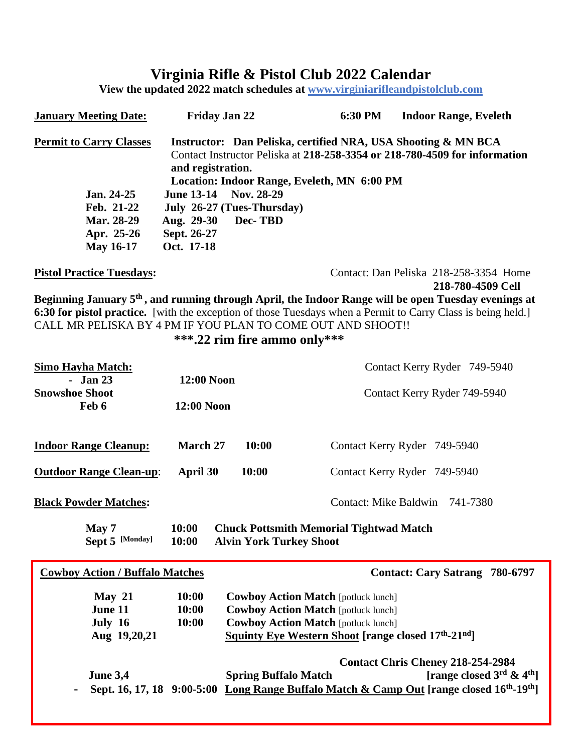# Virginia Rifle & Pistol Club 2022 Calendar

**View the updated 2022 match schedules at [www.virginiarifleandpistolclub.com](http://www.virginiarifleandpistolclub.com)**

**January Meeting Date:** **Friday Jan 22** **6:30 PM** **Indoor Range, Eveleth**

**Permit to Carry Classes** **Instructor: Dan Peliska, certified NRA, USA Shooting & MN BCA**
Contact Instructor Peliska at **218-258-3354 or 218-780-4509 for information and registration.**
**Location: Indoor Range, Eveleth, MN 6:00 PM**

**Jan. 24-25** **June 13-14** **Nov. 28-29**
**Feb. 21-22** **July 26-27 (Tues-Thursday)**
**Mar. 28-29** **Aug. 29-30** **Dec- TBD**
**Apr. 25-26** **Sept. 26-27**
**May 16-17** **Oct. 17-18**

**Pistol Practice Tuesdays:** Contact: Dan Peliska 218-258-3354 Home
**218-780-4509 Cell**

**Beginning January 5th, and running through April, the Indoor Range will be open Tuesday evenings at 6:30 for pistol practice.** [with the exception of those Tuesdays when a Permit to Carry Class is being held.] CALL MR PELISKA BY 4 PM IF YOU PLAN TO COME OUT AND SHOOT!!

**\*\*\*.22 rim fire ammo only\*\*\***

**Simo Hayha Match:** Contact Kerry Ryder 749-5940
**- Jan 23** **12:00 Noon**

**Snowshoe Shoot** Contact Kerry Ryder 749-5940
**Feb 6** **12:00 Noon**

**Indoor Range Cleanup:** **March 27** **10:00** Contact Kerry Ryder 749-5940

**Outdoor Range Clean-up:** **April 30** **10:00** Contact Kerry Ryder 749-5940

**Black Powder Matches:** Contact: Mike Baldwin 741-7380

**May 7** **10:00** **Chuck Pottsmith Memorial Tightwad Match**
**Sept 5 [Monday]** **10:00** **Alvin York Turkey Shoot**

**Cowboy Action / Buffalo Matches** **Contact: Cary Satrang 780-6797**

**May 21** **10:00** **Cowboy Action Match** [potluck lunch]
**June 11** **10:00** **Cowboy Action Match** [potluck lunch]
**July 16** **10:00** **Cowboy Action Match** [potluck lunch]
**Aug 19,20,21** **Squinty Eye Western Shoot [range closed 17th-21nd]**

**Contact Chris Cheney 218-254-2984**

**June 3,4** **Spring Buffalo Match** **[range closed 3rd & 4th]**
**- Sept. 16, 17, 18** **9:00-5:00** **Long Range Buffalo Match & Camp Out [range closed 16th-19th]**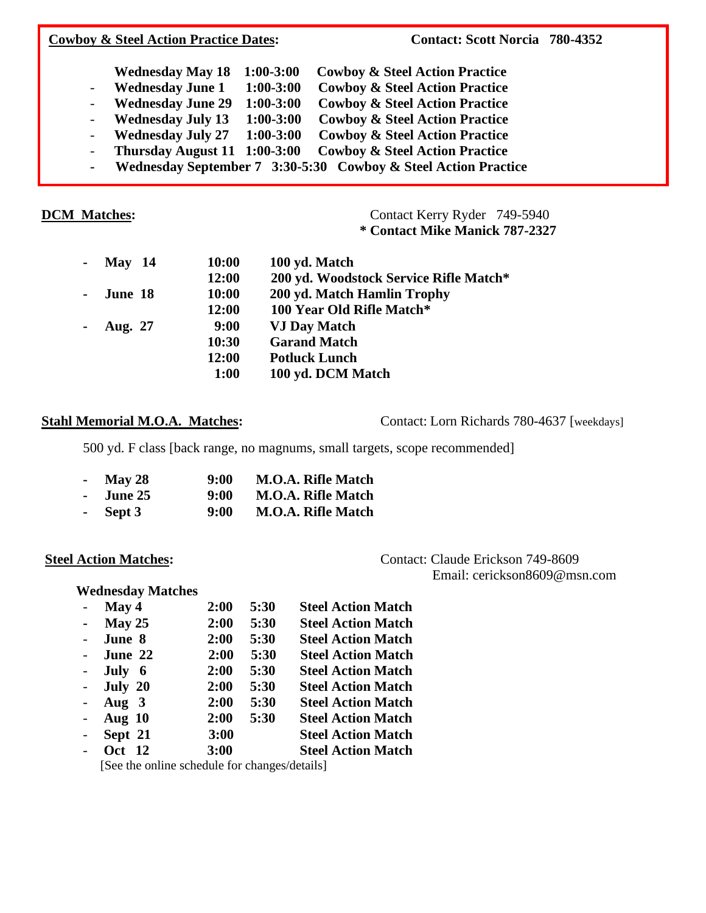**Cowboy & Steel Action Practice Dates:** **Contact: Scott Norcia 780-4352**

- **Wednesday May 18 1:00-3:00 Cowboy & Steel Action Practice**
- **Wednesday June 1 1:00-3:00 Cowboy & Steel Action Practice**
- **Wednesday June 29 1:00-3:00 Cowboy & Steel Action Practice**
- **Wednesday July 13 1:00-3:00 Cowboy & Steel Action Practice**
- **Wednesday July 27 1:00-3:00 Cowboy & Steel Action Practice**
- **Thursday August 11 1:00-3:00 Cowboy & Steel Action Practice**
- **Wednesday September 7 3:30-5:30 Cowboy & Steel Action Practice**

**DCM Matches:**

Contact Kerry Ryder 749-5940
**\* Contact Mike Manick 787-2327**

| Date | Time | Event |
|---|---|---|
| **May 14** | **10:00** | **100 yd. Match** |
| | **12:00** | **200 yd. Woodstock Service Rifle Match\*** |
| **June 18** | **10:00** | **200 yd. Match Hamlin Trophy** |
| | **12:00** | **100 Year Old Rifle Match\*** |
| **Aug. 27** | **9:00** | **VJ Day Match** |
| | **10:30** | **Garand Match** |
| | **12:00** | **Potluck Lunch** |
| | **1:00** | **100 yd. DCM Match** |

**Stahl Memorial M.O.A. Matches:**

Contact: Lorn Richards 780-4637 [weekdays]

500 yd. F class [back range, no magnums, small targets, scope recommended]

- **May 28 9:00 M.O.A. Rifle Match**
- **June 25 9:00 M.O.A. Rifle Match**
- **Sept 3 9:00 M.O.A. Rifle Match**

**Steel Action Matches:**

Contact: Claude Erickson 749-8609
Email: cerickson8609@msn.com

**Wednesday Matches**

| Date | Start | End | Event |
|---|---|---|---|
| **May 4** | **2:00** | **5:30** | **Steel Action Match** |
| **May 25** | **2:00** | **5:30** | **Steel Action Match** |
| **June 8** | **2:00** | **5:30** | **Steel Action Match** |
| **June 22** | **2:00** | **5:30** | **Steel Action Match** |
| **July 6** | **2:00** | **5:30** | **Steel Action Match** |
| **July 20** | **2:00** | **5:30** | **Steel Action Match** |
| **Aug 3** | **2:00** | **5:30** | **Steel Action Match** |
| **Aug 10** | **2:00** | **5:30** | **Steel Action Match** |
| **Sept 21** | **3:00** | | **Steel Action Match** |
| **Oct 12** | **3:00** | | **Steel Action Match** |

[See the online schedule for changes/details]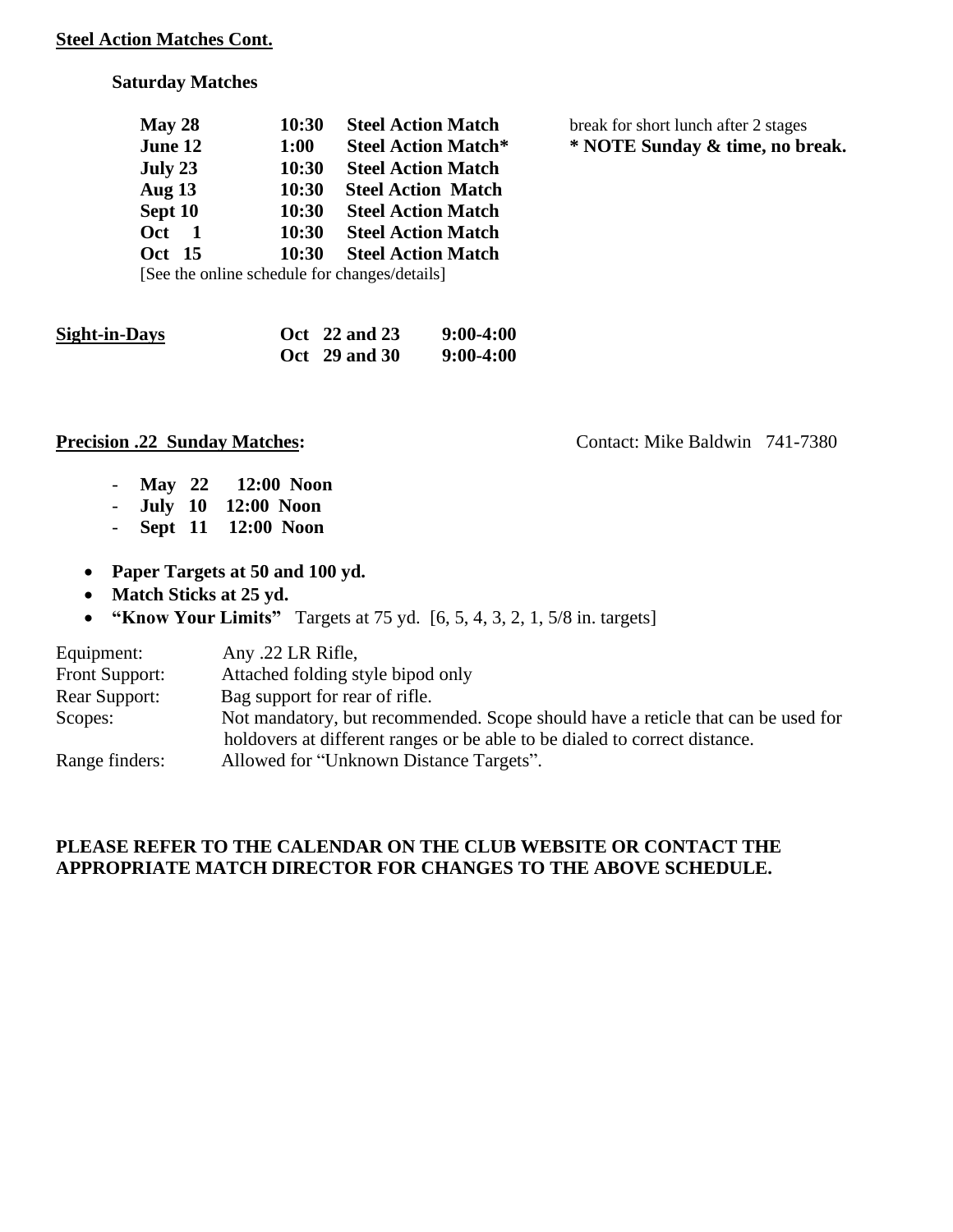**<u>Steel Action Matches Cont.</u>**

**Saturday Matches**

| | | | |
|---|---|---|---|
| **May 28** | **10:30** | **Steel Action Match** | break for short lunch after 2 stages |
| **June 12** | **1:00** | **Steel Action Match*** | *** NOTE Sunday & time, no break.** |
| **July 23** | **10:30** | **Steel Action Match** | |
| **Aug 13** | **10:30** | **Steel Action Match** | |
| **Sept 10** | **10:30** | **Steel Action Match** | |
| **Oct 1** | **10:30** | **Steel Action Match** | |
| **Oct 15** | **10:30** | **Steel Action Match** | |

[See the online schedule for changes/details]

| | | |
|---|---|---|
| **<u>Sight-in-Days</u>** | **Oct 22 and 23** | **9:00-4:00** |
| | **Oct 29 and 30** | **9:00-4:00** |

**<u>Precision .22 Sunday Matches</u>:** Contact: Mike Baldwin 741-7380

- **May 22 12:00 Noon**
- **July 10 12:00 Noon**
- **Sept 11 12:00 Noon**

- **Paper Targets at 50 and 100 yd.**
- **Match Sticks at 25 yd.**
- **"Know Your Limits"** Targets at 75 yd. [6, 5, 4, 3, 2, 1, 5/8 in. targets]

| | |
|---|---|
| Equipment: | Any .22 LR Rifle, |
| Front Support: | Attached folding style bipod only |
| Rear Support: | Bag support for rear of rifle. |
| Scopes: | Not mandatory, but recommended. Scope should have a reticle that can be used for holdovers at different ranges or be able to be dialed to correct distance. |
| Range finders: | Allowed for "Unknown Distance Targets". |

**PLEASE REFER TO THE CALENDAR ON THE CLUB WEBSITE OR CONTACT THE APPROPRIATE MATCH DIRECTOR FOR CHANGES TO THE ABOVE SCHEDULE.**